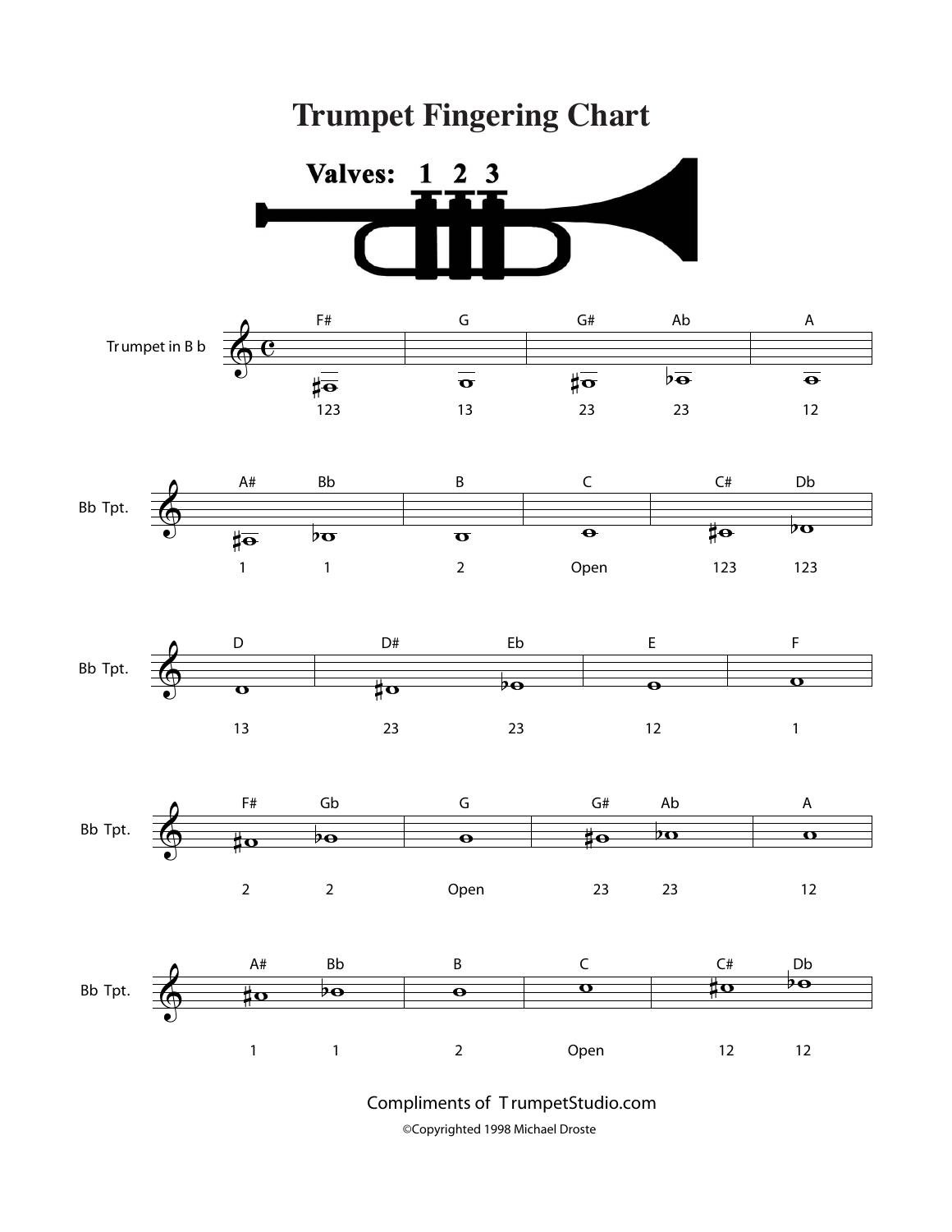# Trumpet Fingering Chart

**Valves: 1 2 3**

**Trumpet in B b**

| Note | F# | G | G# | Ab | A |
|---|---|---|---|---|---|
| Valves | 123 | 13 | 23 | 23 | 12 |

**Bb Tpt.**

| Note | A# | Bb | B | C | C# | Db |
|---|---|---|---|---|---|---|
| Valves | 1 | 1 | 2 | Open | 123 | 123 |

**Bb Tpt.**

| Note | D | D# | Eb | E | F |
|---|---|---|---|---|---|
| Valves | 13 | 23 | 23 | 12 | 1 |

**Bb Tpt.**

| Note | F# | Gb | G | G# | Ab | A |
|---|---|---|---|---|---|---|
| Valves | 2 | 2 | Open | 23 | 23 | 12 |

**Bb Tpt.**

| Note | A# | Bb | B | C | C# | Db |
|---|---|---|---|---|---|---|
| Valves | 1 | 1 | 2 | Open | 12 | 12 |

Compliments of TrumpetStudio.com

©Copyrighted 1998 Michael Droste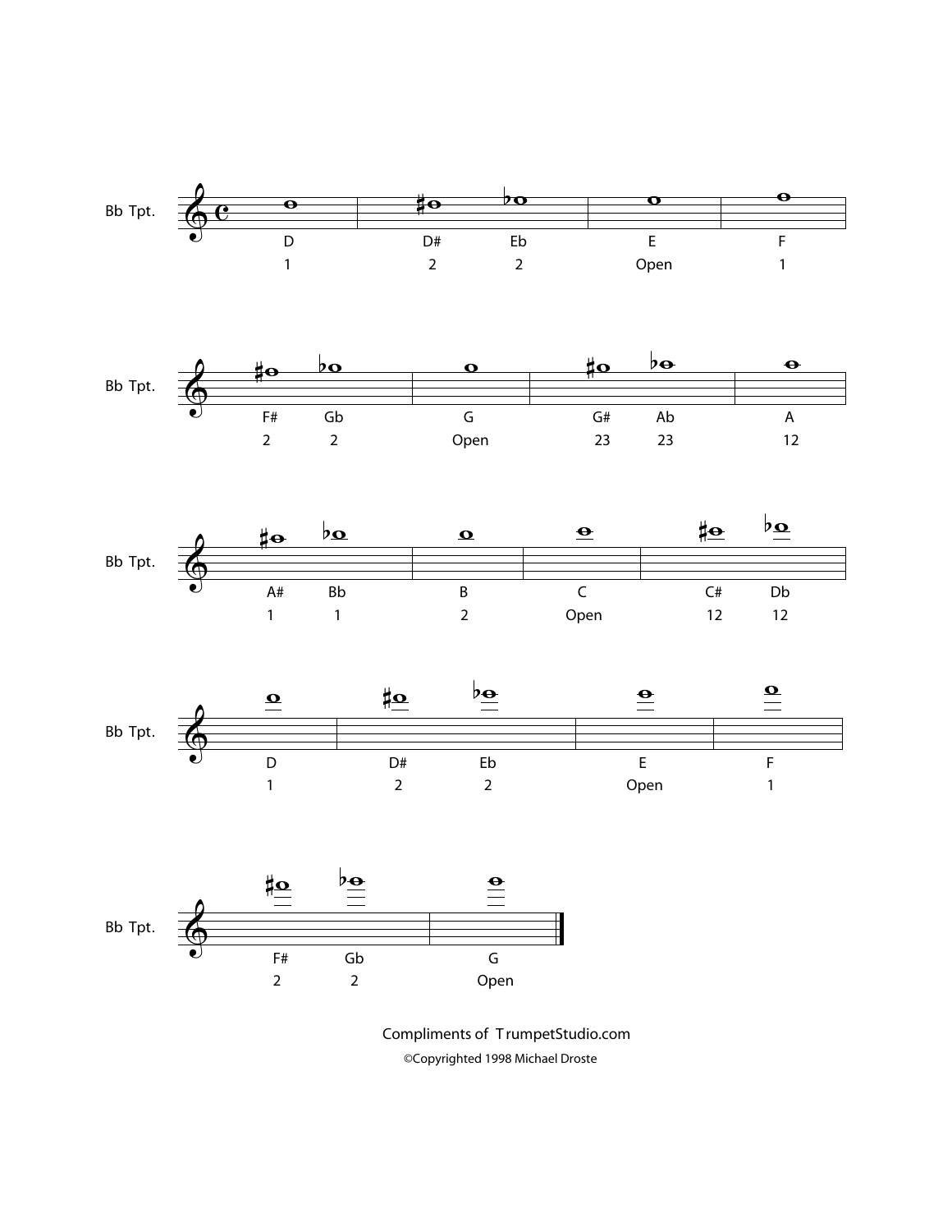Bb Tpt.

| D | D# | Eb | E | F |
|---|---|---|---|---|
| 1 | 2 | 2 | Open | 1 |

Bb Tpt.

| F# | Gb | G | G# | Ab | A |
|---|---|---|---|---|---|
| 2 | 2 | Open | 23 | 23 | 12 |

Bb Tpt.

| A# | Bb | B | C | C# | Db |
|---|---|---|---|---|---|
| 1 | 1 | 2 | Open | 12 | 12 |

Bb Tpt.

| D | D# | Eb | E | F |
|---|---|---|---|---|
| 1 | 2 | 2 | Open | 1 |

Bb Tpt.

| F# | Gb | G |
|---|---|---|
| 2 | 2 | Open |

Compliments of TrumpetStudio.com

©Copyrighted 1998 Michael Droste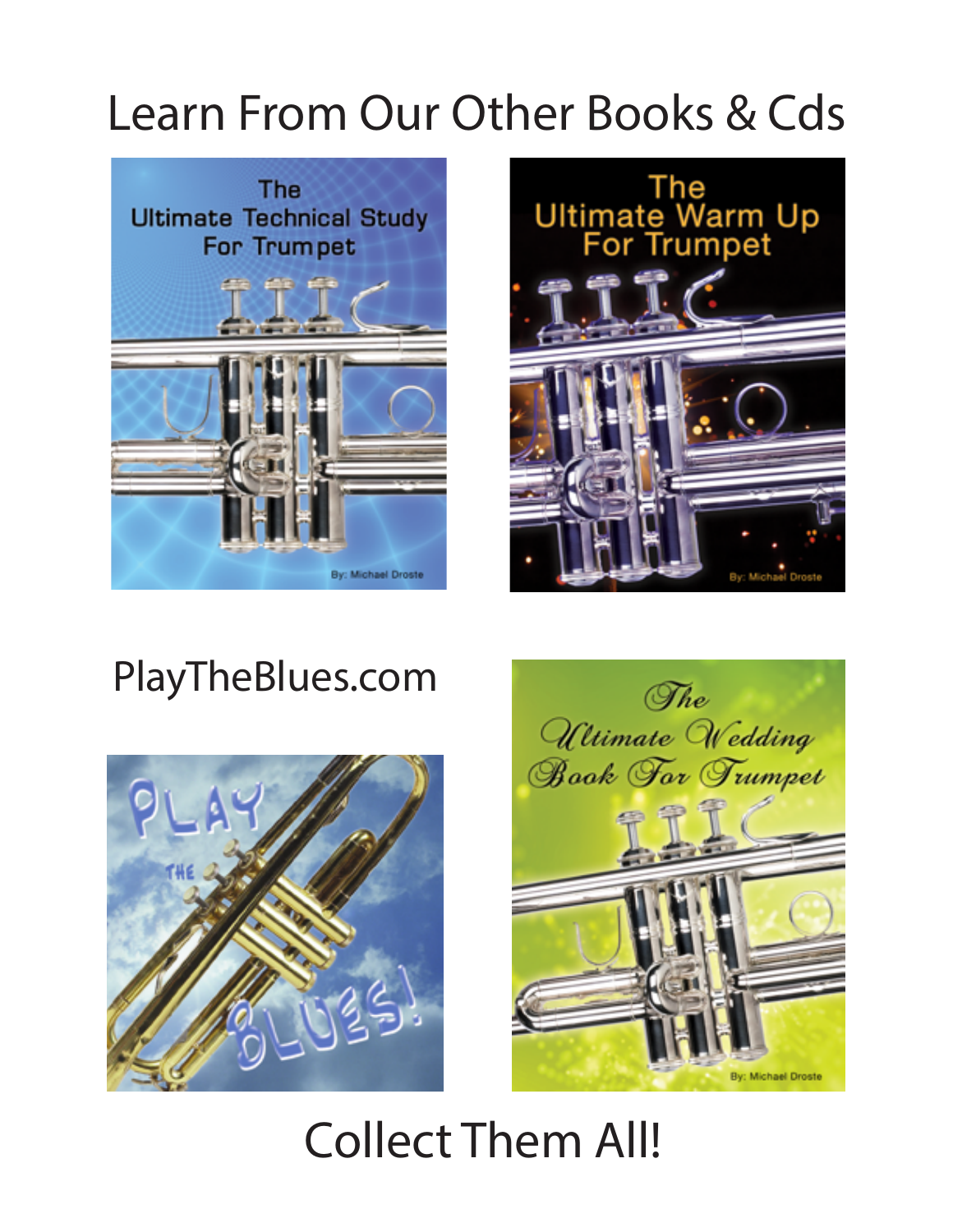# Learn From Our Other Books & Cds

PlayTheBlues.com

Collect Them All!